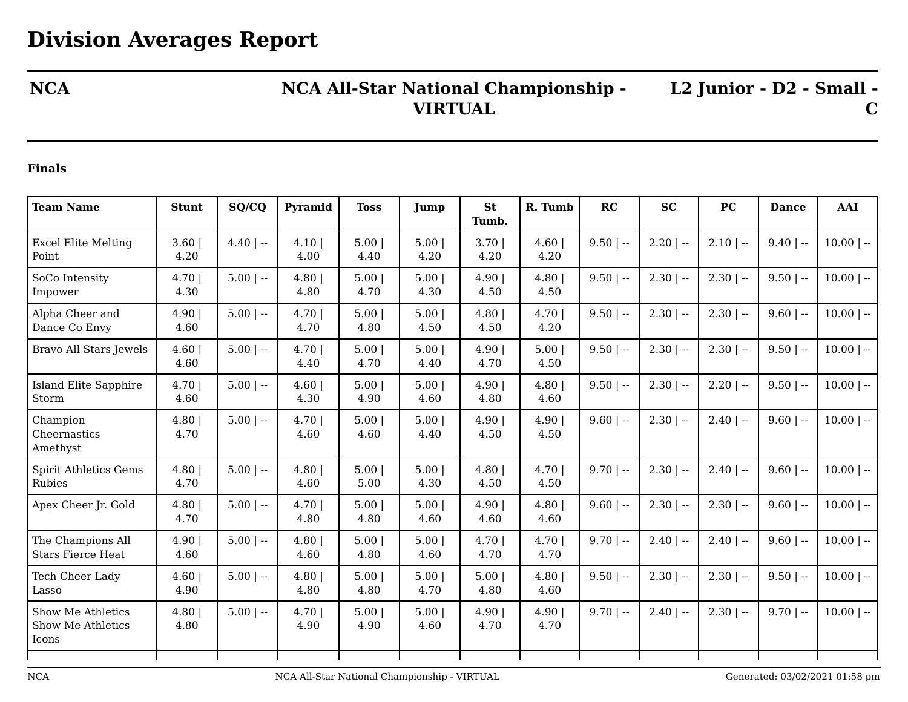# Division Averages Report

**NCA** | **NCA All-Star National Championship - VIRTUAL** | **L2 Junior - D2 - Small - C**

**Finals**

| Team Name | Stunt | SQ/CQ | Pyramid | Toss | Jump | St Tumb. | R. Tumb | RC | SC | PC | Dance | AAI |
|---|---|---|---|---|---|---|---|---|---|---|---|---|
| Excel Elite Melting Point | 3.60 \| 4.20 | 4.40 \| -- | 4.10 \| 4.00 | 5.00 \| 4.40 | 5.00 \| 4.20 | 3.70 \| 4.20 | 4.60 \| 4.20 | 9.50 \| -- | 2.20 \| -- | 2.10 \| -- | 9.40 \| -- | 10.00 \| -- |
| SoCo Intensity Impower | 4.70 \| 4.30 | 5.00 \| -- | 4.80 \| 4.80 | 5.00 \| 4.70 | 5.00 \| 4.30 | 4.90 \| 4.50 | 4.80 \| 4.50 | 9.50 \| -- | 2.30 \| -- | 2.30 \| -- | 9.50 \| -- | 10.00 \| -- |
| Alpha Cheer and Dance Co Envy | 4.90 \| 4.60 | 5.00 \| -- | 4.70 \| 4.70 | 5.00 \| 4.80 | 5.00 \| 4.50 | 4.80 \| 4.50 | 4.70 \| 4.20 | 9.50 \| -- | 2.30 \| -- | 2.30 \| -- | 9.60 \| -- | 10.00 \| -- |
| Bravo All Stars Jewels | 4.60 \| 4.60 | 5.00 \| -- | 4.70 \| 4.40 | 5.00 \| 4.70 | 5.00 \| 4.40 | 4.90 \| 4.70 | 5.00 \| 4.50 | 9.50 \| -- | 2.30 \| -- | 2.30 \| -- | 9.50 \| -- | 10.00 \| -- |
| Island Elite Sapphire Storm | 4.70 \| 4.60 | 5.00 \| -- | 4.60 \| 4.30 | 5.00 \| 4.90 | 5.00 \| 4.60 | 4.90 \| 4.80 | 4.80 \| 4.60 | 9.50 \| -- | 2.30 \| -- | 2.20 \| -- | 9.50 \| -- | 10.00 \| -- |
| Champion Cheernastics Amethyst | 4.80 \| 4.70 | 5.00 \| -- | 4.70 \| 4.60 | 5.00 \| 4.60 | 5.00 \| 4.40 | 4.90 \| 4.50 | 4.90 \| 4.50 | 9.60 \| -- | 2.30 \| -- | 2.40 \| -- | 9.60 \| -- | 10.00 \| -- |
| Spirit Athletics Gems Rubies | 4.80 \| 4.70 | 5.00 \| -- | 4.80 \| 4.60 | 5.00 \| 5.00 | 5.00 \| 4.30 | 4.80 \| 4.50 | 4.70 \| 4.50 | 9.70 \| -- | 2.30 \| -- | 2.40 \| -- | 9.60 \| -- | 10.00 \| -- |
| Apex Cheer Jr. Gold | 4.80 \| 4.70 | 5.00 \| -- | 4.70 \| 4.80 | 5.00 \| 4.80 | 5.00 \| 4.60 | 4.90 \| 4.60 | 4.80 \| 4.60 | 9.60 \| -- | 2.30 \| -- | 2.30 \| -- | 9.60 \| -- | 10.00 \| -- |
| The Champions All Stars Fierce Heat | 4.90 \| 4.60 | 5.00 \| -- | 4.80 \| 4.60 | 5.00 \| 4.80 | 5.00 \| 4.60 | 4.70 \| 4.70 | 4.70 \| 4.70 | 9.70 \| -- | 2.40 \| -- | 2.40 \| -- | 9.60 \| -- | 10.00 \| -- |
| Tech Cheer Lady Lasso | 4.60 \| 4.90 | 5.00 \| -- | 4.80 \| 4.80 | 5.00 \| 4.80 | 5.00 \| 4.70 | 5.00 \| 4.80 | 4.80 \| 4.60 | 9.50 \| -- | 2.30 \| -- | 2.30 \| -- | 9.50 \| -- | 10.00 \| -- |
| Show Me Athletics Show Me Athletics Icons | 4.80 \| 4.80 | 5.00 \| -- | 4.70 \| 4.90 | 5.00 \| 4.90 | 5.00 \| 4.60 | 4.90 \| 4.70 | 4.90 \| 4.70 | 9.70 \| -- | 2.40 \| -- | 2.30 \| -- | 9.70 \| -- | 10.00 \| -- |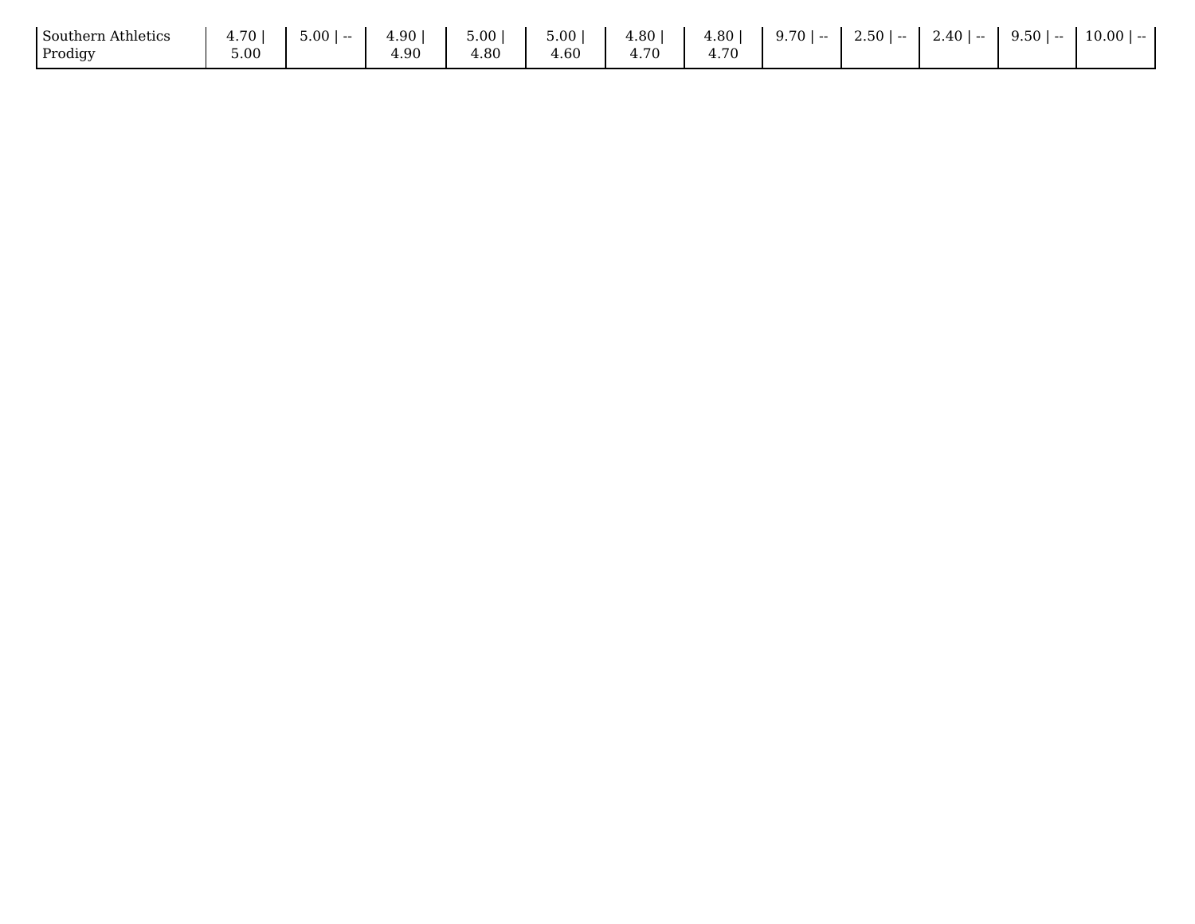| | | | | | | | | | | | |
|---|---|---|---|---|---|---|---|---|---|---|---|
| Southern Athletics Prodigy | 4.70 \| 5.00 | 5.00 \| -- | 4.90 \| 4.90 | 5.00 \| 4.80 | 5.00 \| 4.60 | 4.80 \| 4.70 | 4.80 \| 4.70 | 9.70 \| -- | 2.50 \| -- | 2.40 \| -- | 9.50 \| -- | 10.00 \| -- |